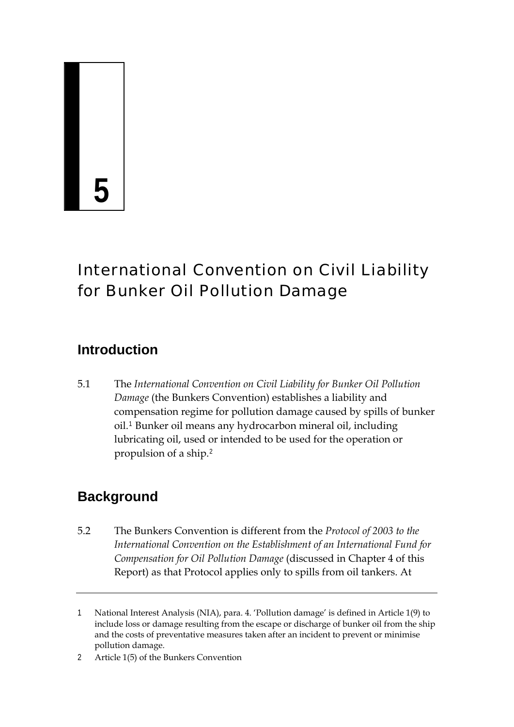# 5

# International Convention on Civil Liability for Bunker Oil Pollution Damage

## Introduction

5.1 The *International Convention on Civil Liability for Bunker Oil Pollution Damage* (the Bunkers Convention) establishes a liability and compensation regime for pollution damage caused by spills of bunker oil.[1] Bunker oil means any hydrocarbon mineral oil, including lubricating oil, used or intended to be used for the operation or propulsion of a ship.[2]

## Background

5.2 The Bunkers Convention is different from the *Protocol of 2003 to the International Convention on the Establishment of an International Fund for Compensation for Oil Pollution Damage* (discussed in Chapter 4 of this Report) as that Protocol applies only to spills from oil tankers. At

---

1 National Interest Analysis (NIA), para. 4. 'Pollution damage' is defined in Article 1(9) to include loss or damage resulting from the escape or discharge of bunker oil from the ship and the costs of preventative measures taken after an incident to prevent or minimise pollution damage.

2 Article 1(5) of the Bunkers Convention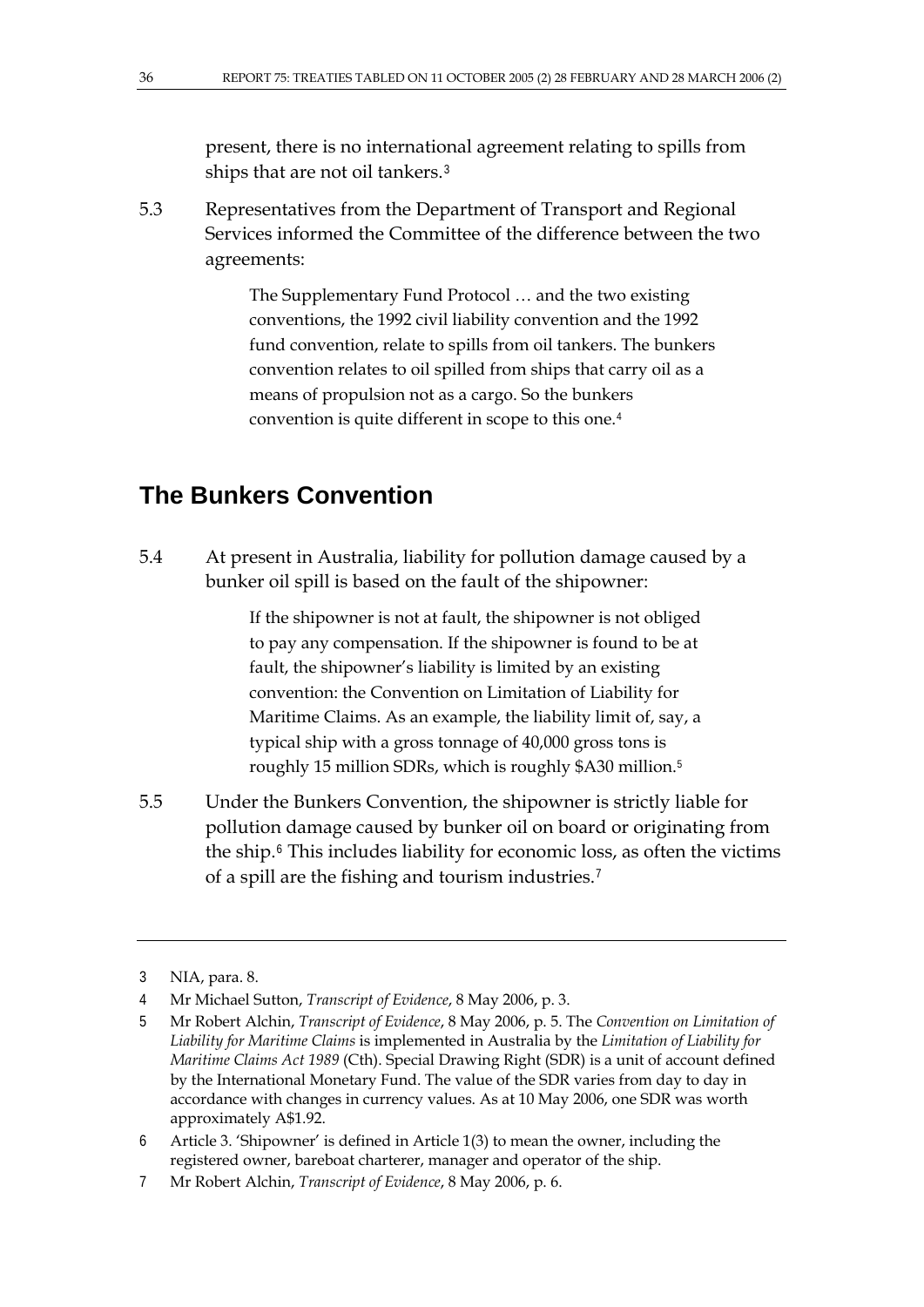present, there is no international agreement relating to spills from ships that are not oil tankers.[3]

5.3 Representatives from the Department of Transport and Regional Services informed the Committee of the difference between the two agreements:

> The Supplementary Fund Protocol … and the two existing conventions, the 1992 civil liability convention and the 1992 fund convention, relate to spills from oil tankers. The bunkers convention relates to oil spilled from ships that carry oil as a means of propulsion not as a cargo. So the bunkers convention is quite different in scope to this one.[4]

## The Bunkers Convention

5.4 At present in Australia, liability for pollution damage caused by a bunker oil spill is based on the fault of the shipowner:

> If the shipowner is not at fault, the shipowner is not obliged to pay any compensation. If the shipowner is found to be at fault, the shipowner's liability is limited by an existing convention: the Convention on Limitation of Liability for Maritime Claims. As an example, the liability limit of, say, a typical ship with a gross tonnage of 40,000 gross tons is roughly 15 million SDRs, which is roughly $A30 million.[5]

5.5 Under the Bunkers Convention, the shipowner is strictly liable for pollution damage caused by bunker oil on board or originating from the ship.[6] This includes liability for economic loss, as often the victims of a spill are the fishing and tourism industries.[7]

---

3 NIA, para. 8.

4 Mr Michael Sutton, *Transcript of Evidence*, 8 May 2006, p. 3.

5 Mr Robert Alchin, *Transcript of Evidence*, 8 May 2006, p. 5. The *Convention on Limitation of Liability for Maritime Claims* is implemented in Australia by the *Limitation of Liability for Maritime Claims Act 1989* (Cth). Special Drawing Right (SDR) is a unit of account defined by the International Monetary Fund. The value of the SDR varies from day to day in accordance with changes in currency values. As at 10 May 2006, one SDR was worth approximately A$1.92.

6 Article 3. 'Shipowner' is defined in Article 1(3) to mean the owner, including the registered owner, bareboat charterer, manager and operator of the ship.

7 Mr Robert Alchin, *Transcript of Evidence*, 8 May 2006, p. 6.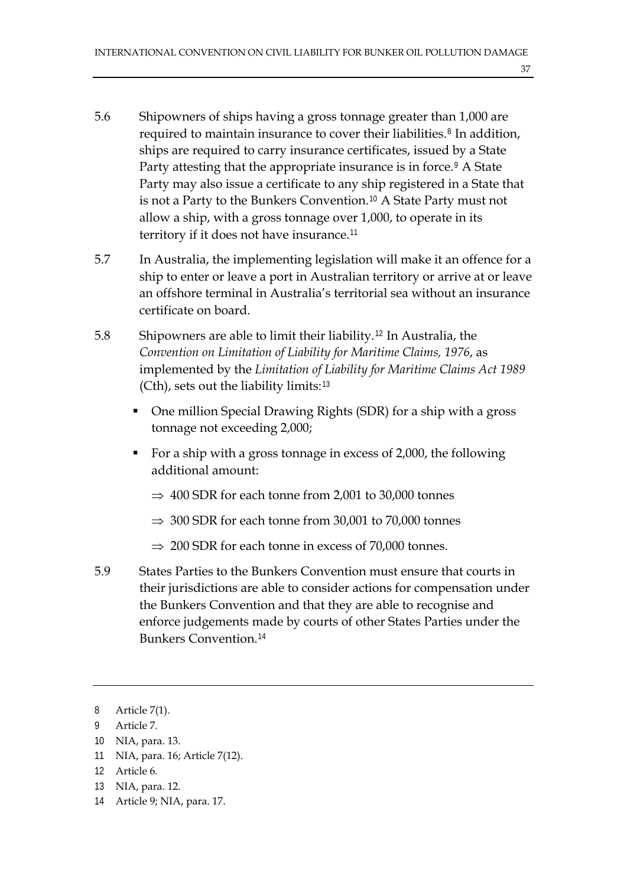5.6 Shipowners of ships having a gross tonnage greater than 1,000 are required to maintain insurance to cover their liabilities.[8] In addition, ships are required to carry insurance certificates, issued by a State Party attesting that the appropriate insurance is in force.[9] A State Party may also issue a certificate to any ship registered in a State that is not a Party to the Bunkers Convention.[10] A State Party must not allow a ship, with a gross tonnage over 1,000, to operate in its territory if it does not have insurance.[11]

5.7 In Australia, the implementing legislation will make it an offence for a ship to enter or leave a port in Australian territory or arrive at or leave an offshore terminal in Australia's territorial sea without an insurance certificate on board.

5.8 Shipowners are able to limit their liability.[12] In Australia, the *Convention on Limitation of Liability for Maritime Claims, 1976*, as implemented by the *Limitation of Liability for Maritime Claims Act 1989* (Cth), sets out the liability limits:[13]

- One million Special Drawing Rights (SDR) for a ship with a gross tonnage not exceeding 2,000;
- For a ship with a gross tonnage in excess of 2,000, the following additional amount:
  - ⇒ 400 SDR for each tonne from 2,001 to 30,000 tonnes
  - ⇒ 300 SDR for each tonne from 30,001 to 70,000 tonnes
  - ⇒ 200 SDR for each tonne in excess of 70,000 tonnes.

5.9 States Parties to the Bunkers Convention must ensure that courts in their jurisdictions are able to consider actions for compensation under the Bunkers Convention and that they are able to recognise and enforce judgements made by courts of other States Parties under the Bunkers Convention.[14]

---

8 Article 7(1).

9 Article 7.

10 NIA, para. 13.

11 NIA, para. 16; Article 7(12).

12 Article 6.

13 NIA, para. 12.

14 Article 9; NIA, para. 17.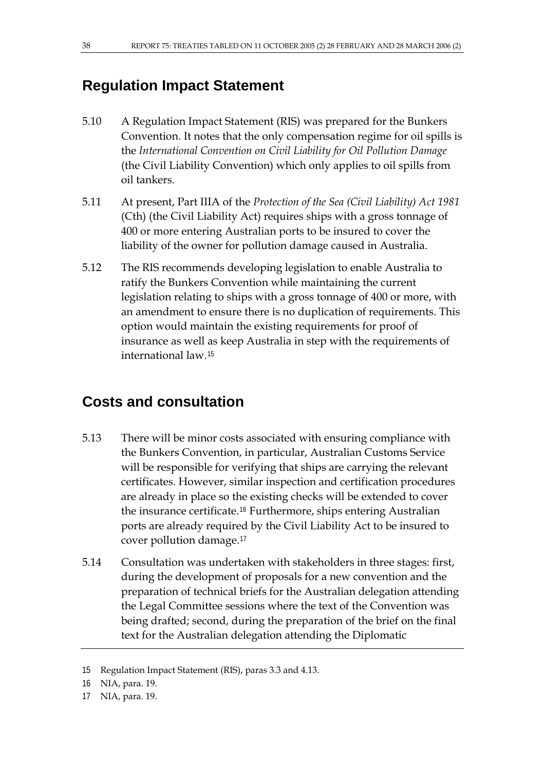## Regulation Impact Statement

5.10 A Regulation Impact Statement (RIS) was prepared for the Bunkers Convention. It notes that the only compensation regime for oil spills is the *International Convention on Civil Liability for Oil Pollution Damage* (the Civil Liability Convention) which only applies to oil spills from oil tankers.

5.11 At present, Part IIIA of the *Protection of the Sea (Civil Liability) Act 1981* (Cth) (the Civil Liability Act) requires ships with a gross tonnage of 400 or more entering Australian ports to be insured to cover the liability of the owner for pollution damage caused in Australia.

5.12 The RIS recommends developing legislation to enable Australia to ratify the Bunkers Convention while maintaining the current legislation relating to ships with a gross tonnage of 400 or more, with an amendment to ensure there is no duplication of requirements. This option would maintain the existing requirements for proof of insurance as well as keep Australia in step with the requirements of international law.[15]

## Costs and consultation

5.13 There will be minor costs associated with ensuring compliance with the Bunkers Convention, in particular, Australian Customs Service will be responsible for verifying that ships are carrying the relevant certificates. However, similar inspection and certification procedures are already in place so the existing checks will be extended to cover the insurance certificate.[16] Furthermore, ships entering Australian ports are already required by the Civil Liability Act to be insured to cover pollution damage.[17]

5.14 Consultation was undertaken with stakeholders in three stages: first, during the development of proposals for a new convention and the preparation of technical briefs for the Australian delegation attending the Legal Committee sessions where the text of the Convention was being drafted; second, during the preparation of the brief on the final text for the Australian delegation attending the Diplomatic

---

15 Regulation Impact Statement (RIS), paras 3.3 and 4.13.

16 NIA, para. 19.

17 NIA, para. 19.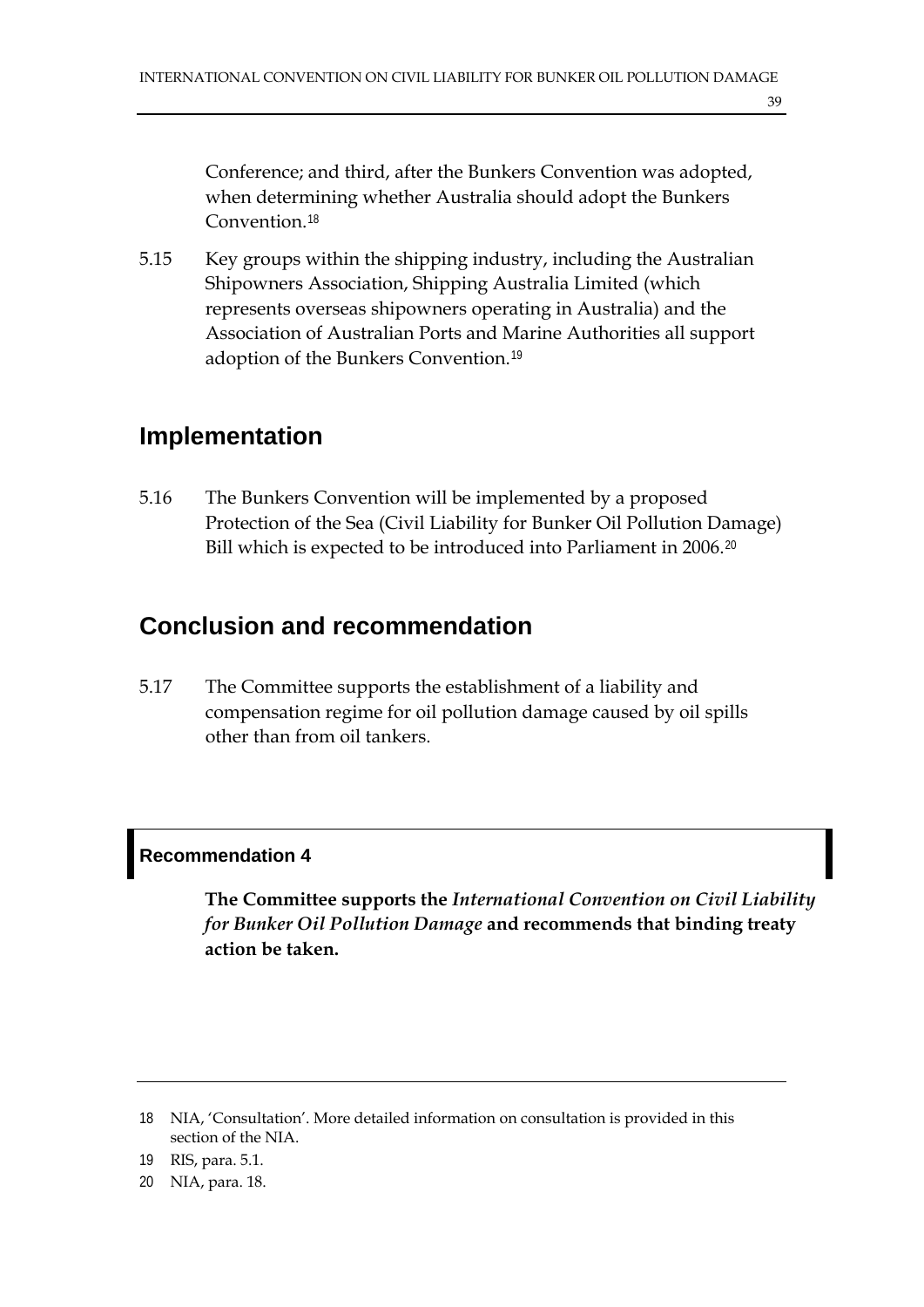Conference; and third, after the Bunkers Convention was adopted, when determining whether Australia should adopt the Bunkers Convention.[18]

5.15 Key groups within the shipping industry, including the Australian Shipowners Association, Shipping Australia Limited (which represents overseas shipowners operating in Australia) and the Association of Australian Ports and Marine Authorities all support adoption of the Bunkers Convention.[19]

## Implementation

5.16 The Bunkers Convention will be implemented by a proposed Protection of the Sea (Civil Liability for Bunker Oil Pollution Damage) Bill which is expected to be introduced into Parliament in 2006.[20]

## Conclusion and recommendation

5.17 The Committee supports the establishment of a liability and compensation regime for oil pollution damage caused by oil spills other than from oil tankers.

**Recommendation 4**

**The Committee supports the *International Convention on Civil Liability for Bunker Oil Pollution Damage* and recommends that binding treaty action be taken.**

---

18 NIA, 'Consultation'. More detailed information on consultation is provided in this section of the NIA.

19 RIS, para. 5.1.

20 NIA, para. 18.